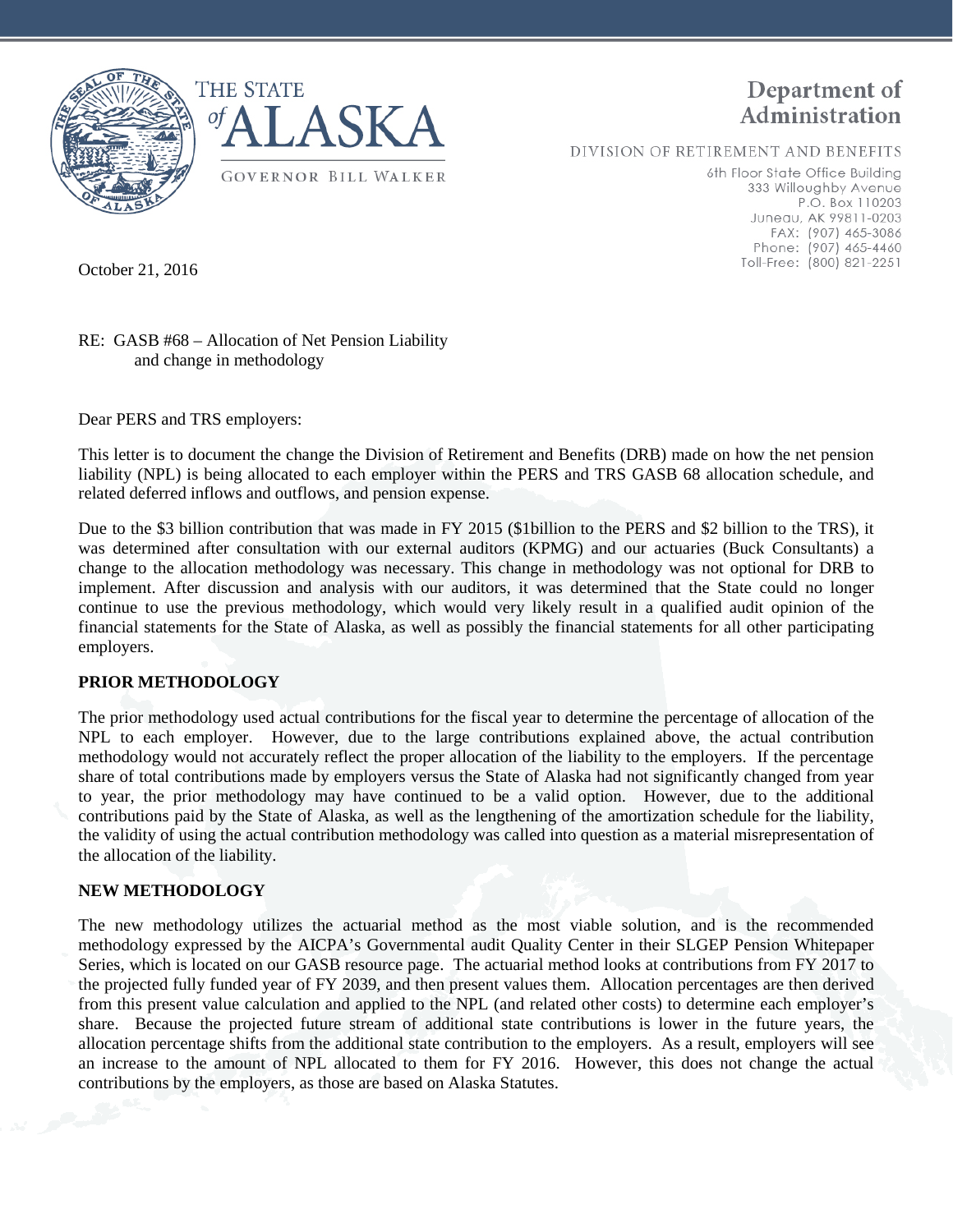THE STATE of ALASKA

GOVERNOR BILL WALKER

**Department of Administration**

DIVISION OF RETIREMENT AND BENEFITS

6th Floor State Office Building
333 Willoughby Avenue
P.O. Box 110203
Juneau, AK 99811-0203
FAX: (907) 465-3086
Phone: (907) 465-4460
Toll-Free: (800) 821-2251

October 21, 2016

RE: GASB #68 – Allocation of Net Pension Liability and change in methodology

Dear PERS and TRS employers:

This letter is to document the change the Division of Retirement and Benefits (DRB) made on how the net pension liability (NPL) is being allocated to each employer within the PERS and TRS GASB 68 allocation schedule, and related deferred inflows and outflows, and pension expense.

Due to the $3 billion contribution that was made in FY 2015 ($1billion to the PERS and $2 billion to the TRS), it was determined after consultation with our external auditors (KPMG) and our actuaries (Buck Consultants) a change to the allocation methodology was necessary. This change in methodology was not optional for DRB to implement. After discussion and analysis with our auditors, it was determined that the State could no longer continue to use the previous methodology, which would very likely result in a qualified audit opinion of the financial statements for the State of Alaska, as well as possibly the financial statements for all other participating employers.

**PRIOR METHODOLOGY**

The prior methodology used actual contributions for the fiscal year to determine the percentage of allocation of the NPL to each employer. However, due to the large contributions explained above, the actual contribution methodology would not accurately reflect the proper allocation of the liability to the employers. If the percentage share of total contributions made by employers versus the State of Alaska had not significantly changed from year to year, the prior methodology may have continued to be a valid option. However, due to the additional contributions paid by the State of Alaska, as well as the lengthening of the amortization schedule for the liability, the validity of using the actual contribution methodology was called into question as a material misrepresentation of the allocation of the liability.

**NEW METHODOLOGY**

The new methodology utilizes the actuarial method as the most viable solution, and is the recommended methodology expressed by the AICPA's Governmental audit Quality Center in their SLGEP Pension Whitepaper Series, which is located on our GASB resource page. The actuarial method looks at contributions from FY 2017 to the projected fully funded year of FY 2039, and then present values them. Allocation percentages are then derived from this present value calculation and applied to the NPL (and related other costs) to determine each employer's share. Because the projected future stream of additional state contributions is lower in the future years, the allocation percentage shifts from the additional state contribution to the employers. As a result, employers will see an increase to the amount of NPL allocated to them for FY 2016. However, this does not change the actual contributions by the employers, as those are based on Alaska Statutes.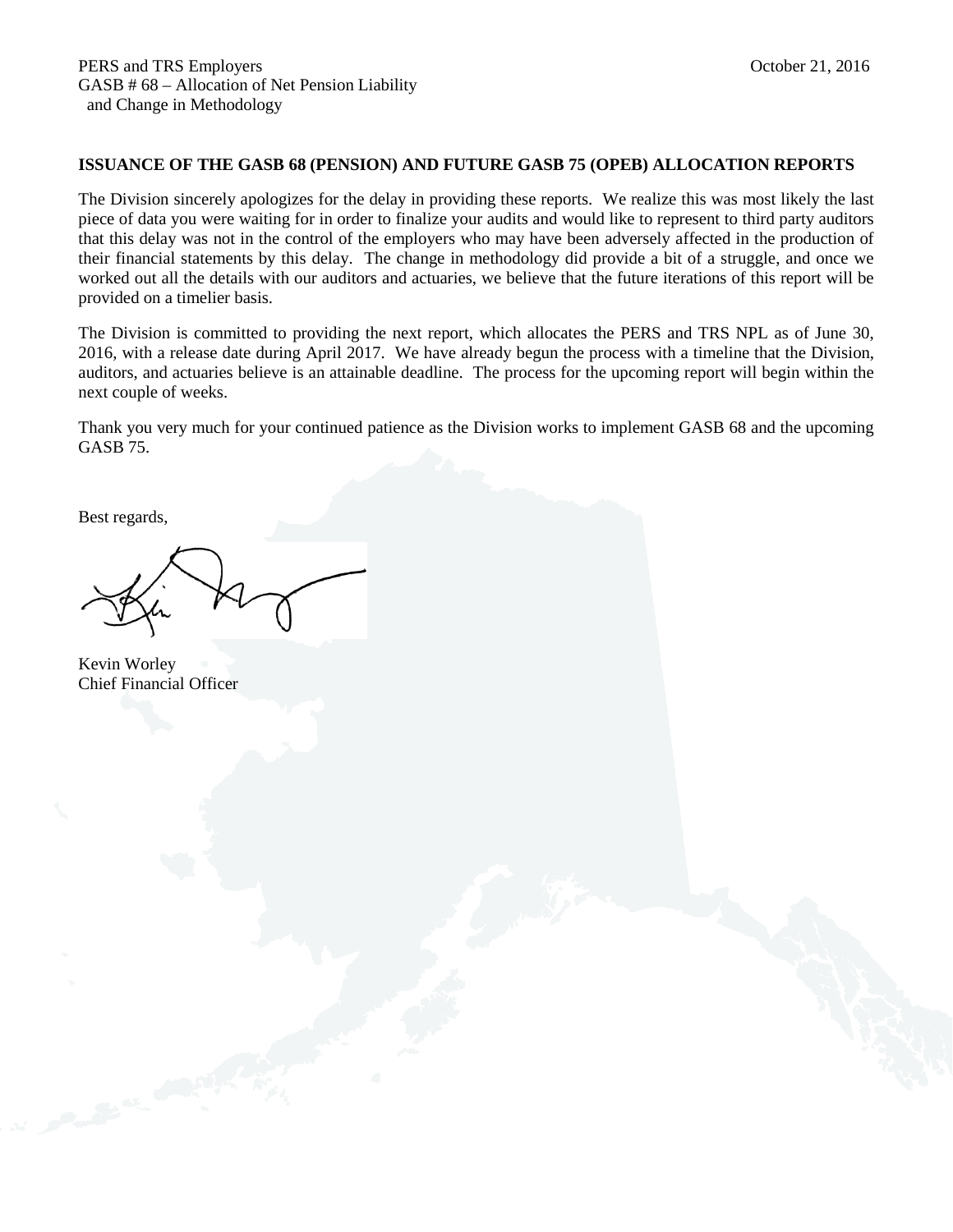**ISSUANCE OF THE GASB 68 (PENSION) AND FUTURE GASB 75 (OPEB) ALLOCATION REPORTS**

The Division sincerely apologizes for the delay in providing these reports. We realize this was most likely the last piece of data you were waiting for in order to finalize your audits and would like to represent to third party auditors that this delay was not in the control of the employers who may have been adversely affected in the production of their financial statements by this delay. The change in methodology did provide a bit of a struggle, and once we worked out all the details with our auditors and actuaries, we believe that the future iterations of this report will be provided on a timelier basis.

The Division is committed to providing the next report, which allocates the PERS and TRS NPL as of June 30, 2016, with a release date during April 2017. We have already begun the process with a timeline that the Division, auditors, and actuaries believe is an attainable deadline. The process for the upcoming report will begin within the next couple of weeks.

Thank you very much for your continued patience as the Division works to implement GASB 68 and the upcoming GASB 75.

Best regards,

Kevin Worley
Chief Financial Officer